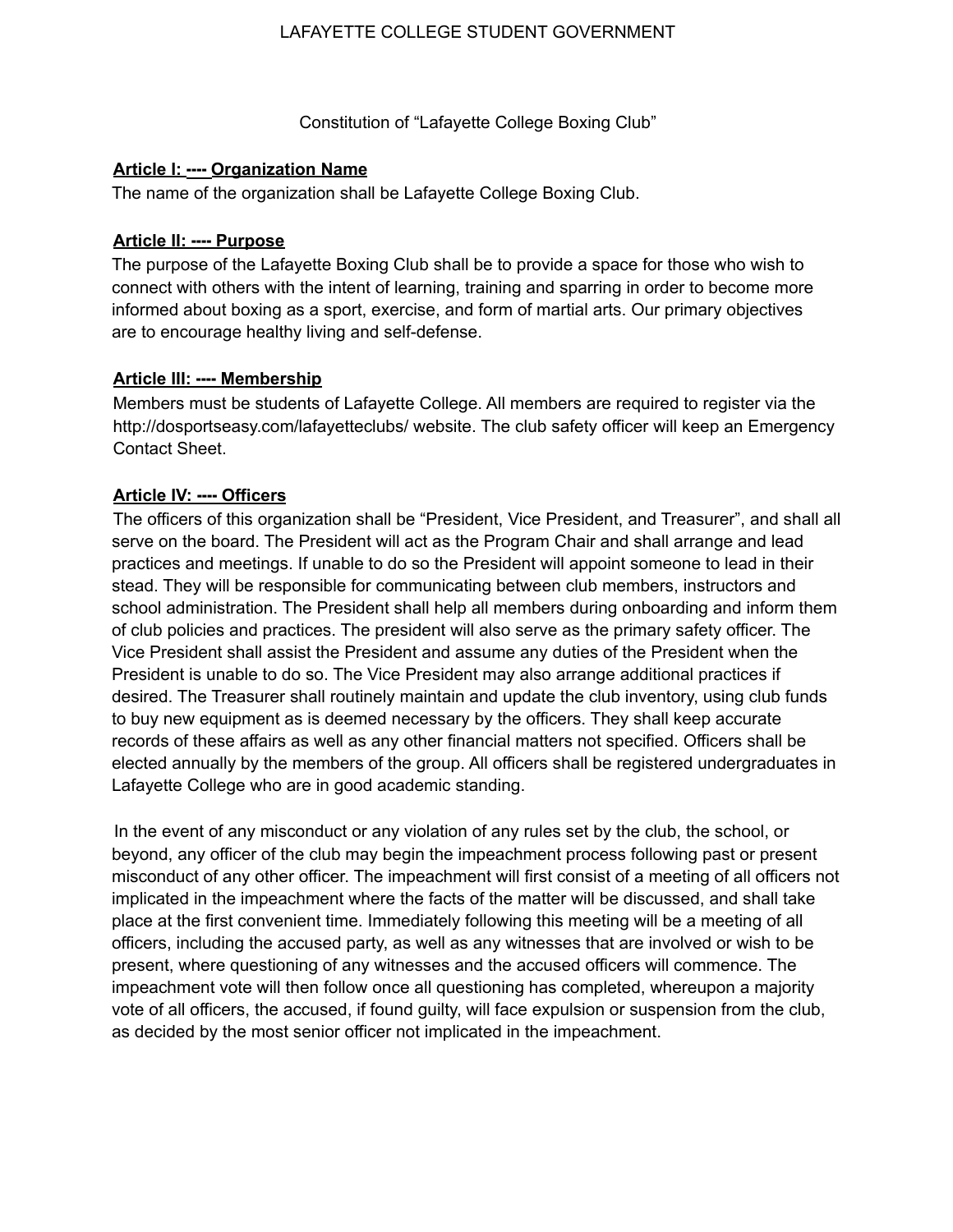LAFAYETTE COLLEGE STUDENT GOVERNMENT

Constitution of "Lafayette College Boxing Club"

**Article I: ---- Organization Name**

The name of the organization shall be Lafayette College Boxing Club.

**Article II: ---- Purpose**

The purpose of the Lafayette Boxing Club shall be to provide a space for those who wish to connect with others with the intent of learning, training and sparring in order to become more informed about boxing as a sport, exercise, and form of martial arts. Our primary objectives are to encourage healthy living and self-defense.

**Article III: ---- Membership**

Members must be students of Lafayette College. All members are required to register via the http://dosportseasy.com/lafayetteclubs/ website. The club safety officer will keep an Emergency Contact Sheet.

**Article IV: ---- Officers**

The officers of this organization shall be "President, Vice President, and Treasurer", and shall all serve on the board. The President will act as the Program Chair and shall arrange and lead practices and meetings. If unable to do so the President will appoint someone to lead in their stead. They will be responsible for communicating between club members, instructors and school administration. The President shall help all members during onboarding and inform them of club policies and practices. The president will also serve as the primary safety officer. The Vice President shall assist the President and assume any duties of the President when the President is unable to do so. The Vice President may also arrange additional practices if desired. The Treasurer shall routinely maintain and update the club inventory, using club funds to buy new equipment as is deemed necessary by the officers. They shall keep accurate records of these affairs as well as any other financial matters not specified. Officers shall be elected annually by the members of the group. All officers shall be registered undergraduates in Lafayette College who are in good academic standing.

In the event of any misconduct or any violation of any rules set by the club, the school, or beyond, any officer of the club may begin the impeachment process following past or present misconduct of any other officer. The impeachment will first consist of a meeting of all officers not implicated in the impeachment where the facts of the matter will be discussed, and shall take place at the first convenient time. Immediately following this meeting will be a meeting of all officers, including the accused party, as well as any witnesses that are involved or wish to be present, where questioning of any witnesses and the accused officers will commence. The impeachment vote will then follow once all questioning has completed, whereupon a majority vote of all officers, the accused, if found guilty, will face expulsion or suspension from the club, as decided by the most senior officer not implicated in the impeachment.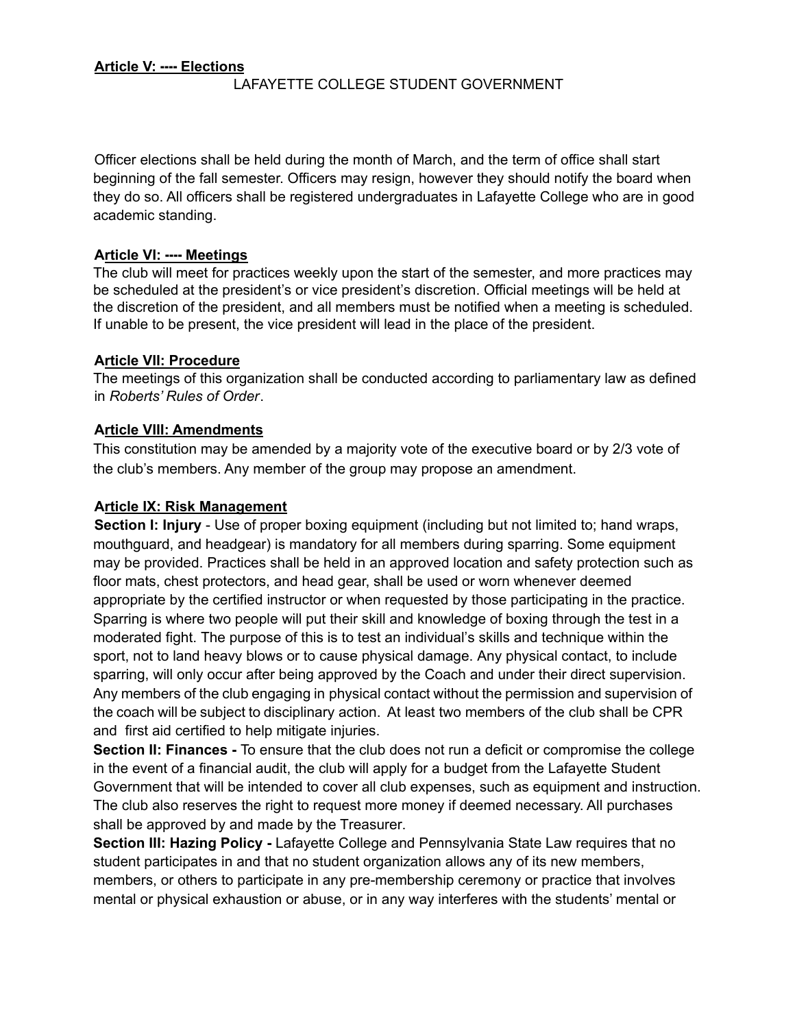**Article V: ---- Elections**

LAFAYETTE COLLEGE STUDENT GOVERNMENT

Officer elections shall be held during the month of March, and the term of office shall start beginning of the fall semester. Officers may resign, however they should notify the board when they do so. All officers shall be registered undergraduates in Lafayette College who are in good academic standing.

**Article VI: ---- Meetings**

The club will meet for practices weekly upon the start of the semester, and more practices may be scheduled at the president's or vice president's discretion. Official meetings will be held at the discretion of the president, and all members must be notified when a meeting is scheduled. If unable to be present, the vice president will lead in the place of the president.

**Article VII: Procedure**

The meetings of this organization shall be conducted according to parliamentary law as defined in *Roberts' Rules of Order*.

**Article VIII: Amendments**

This constitution may be amended by a majority vote of the executive board or by 2/3 vote of the club's members. Any member of the group may propose an amendment.

**Article IX: Risk Management**

**Section I: Injury** - Use of proper boxing equipment (including but not limited to; hand wraps, mouthguard, and headgear) is mandatory for all members during sparring. Some equipment may be provided. Practices shall be held in an approved location and safety protection such as floor mats, chest protectors, and head gear, shall be used or worn whenever deemed appropriate by the certified instructor or when requested by those participating in the practice. Sparring is where two people will put their skill and knowledge of boxing through the test in a moderated fight. The purpose of this is to test an individual's skills and technique within the sport, not to land heavy blows or to cause physical damage. Any physical contact, to include sparring, will only occur after being approved by the Coach and under their direct supervision. Any members of the club engaging in physical contact without the permission and supervision of the coach will be subject to disciplinary action. At least two members of the club shall be CPR and first aid certified to help mitigate injuries.

**Section II: Finances -** To ensure that the club does not run a deficit or compromise the college in the event of a financial audit, the club will apply for a budget from the Lafayette Student Government that will be intended to cover all club expenses, such as equipment and instruction. The club also reserves the right to request more money if deemed necessary. All purchases shall be approved by and made by the Treasurer.

**Section III: Hazing Policy -** Lafayette College and Pennsylvania State Law requires that no student participates in and that no student organization allows any of its new members, members, or others to participate in any pre-membership ceremony or practice that involves mental or physical exhaustion or abuse, or in any way interferes with the students' mental or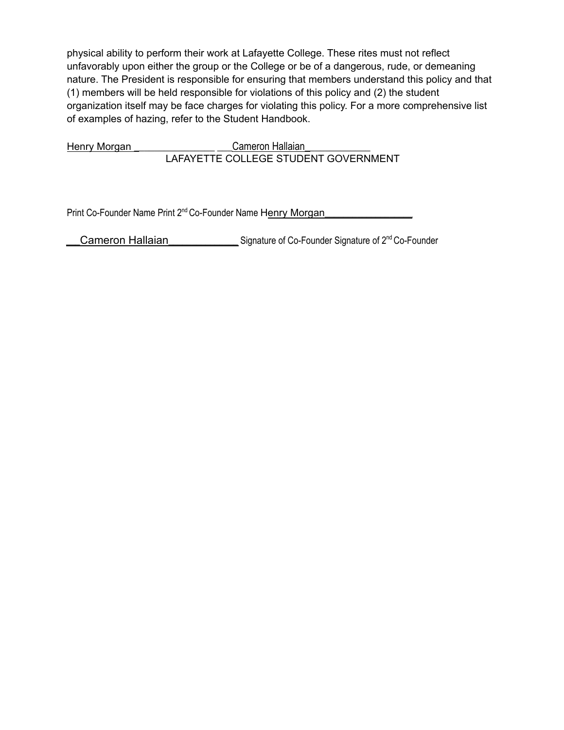physical ability to perform their work at Lafayette College. These rites must not reflect unfavorably upon either the group or the College or be of a dangerous, rude, or demeaning nature. The President is responsible for ensuring that members understand this policy and that (1) members will be held responsible for violations of this policy and (2) the student organization itself may be face charges for violating this policy. For a more comprehensive list of examples of hazing, refer to the Student Handbook.

Henry Morgan _______________ ___Cameron Hallaian____________

LAFAYETTE COLLEGE STUDENT GOVERNMENT

Print Co-Founder Name Print 2nd Co-Founder Name Henry Morgan________________

__Cameron Hallaian_____________ Signature of Co-Founder Signature of 2nd Co-Founder